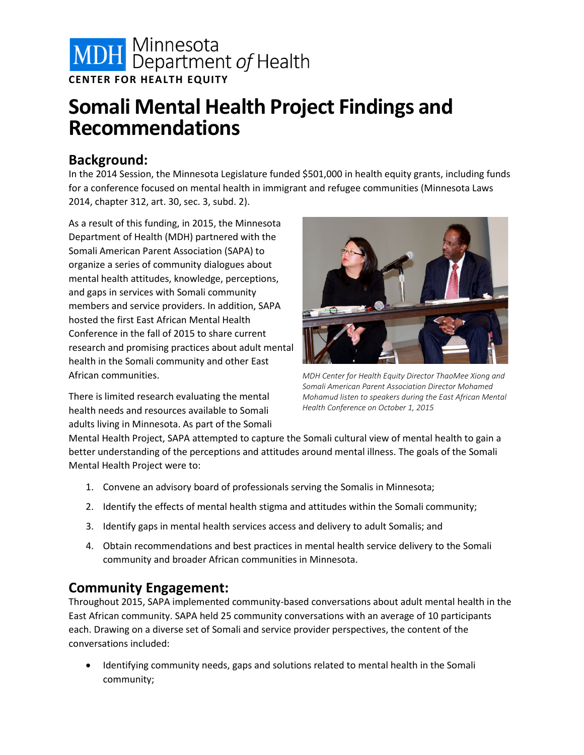Minnesota Department of Health

CENTER FOR HEALTH EQUITY

# Somali Mental Health Project Findings and Recommendations

## Background:

In the 2014 Session, the Minnesota Legislature funded $501,000 in health equity grants, including funds for a conference focused on mental health in immigrant and refugee communities (Minnesota Laws 2014, chapter 312, art. 30, sec. 3, subd. 2).

As a result of this funding, in 2015, the Minnesota Department of Health (MDH) partnered with the Somali American Parent Association (SAPA) to organize a series of community dialogues about mental health attitudes, knowledge, perceptions, and gaps in services with Somali community members and service providers. In addition, SAPA hosted the first East African Mental Health Conference in the fall of 2015 to share current research and promising practices about adult mental health in the Somali community and other East African communities.

*MDH Center for Health Equity Director ThaoMee Xiong and Somali American Parent Association Director Mohamed Mohamud listen to speakers during the East African Mental Health Conference on October 1, 2015*

There is limited research evaluating the mental health needs and resources available to Somali adults living in Minnesota. As part of the Somali Mental Health Project, SAPA attempted to capture the Somali cultural view of mental health to gain a better understanding of the perceptions and attitudes around mental illness. The goals of the Somali Mental Health Project were to:

1. Convene an advisory board of professionals serving the Somalis in Minnesota;
2. Identify the effects of mental health stigma and attitudes within the Somali community;
3. Identify gaps in mental health services access and delivery to adult Somalis; and
4. Obtain recommendations and best practices in mental health service delivery to the Somali community and broader African communities in Minnesota.

## Community Engagement:

Throughout 2015, SAPA implemented community-based conversations about adult mental health in the East African community. SAPA held 25 community conversations with an average of 10 participants each. Drawing on a diverse set of Somali and service provider perspectives, the content of the conversations included:

- Identifying community needs, gaps and solutions related to mental health in the Somali community;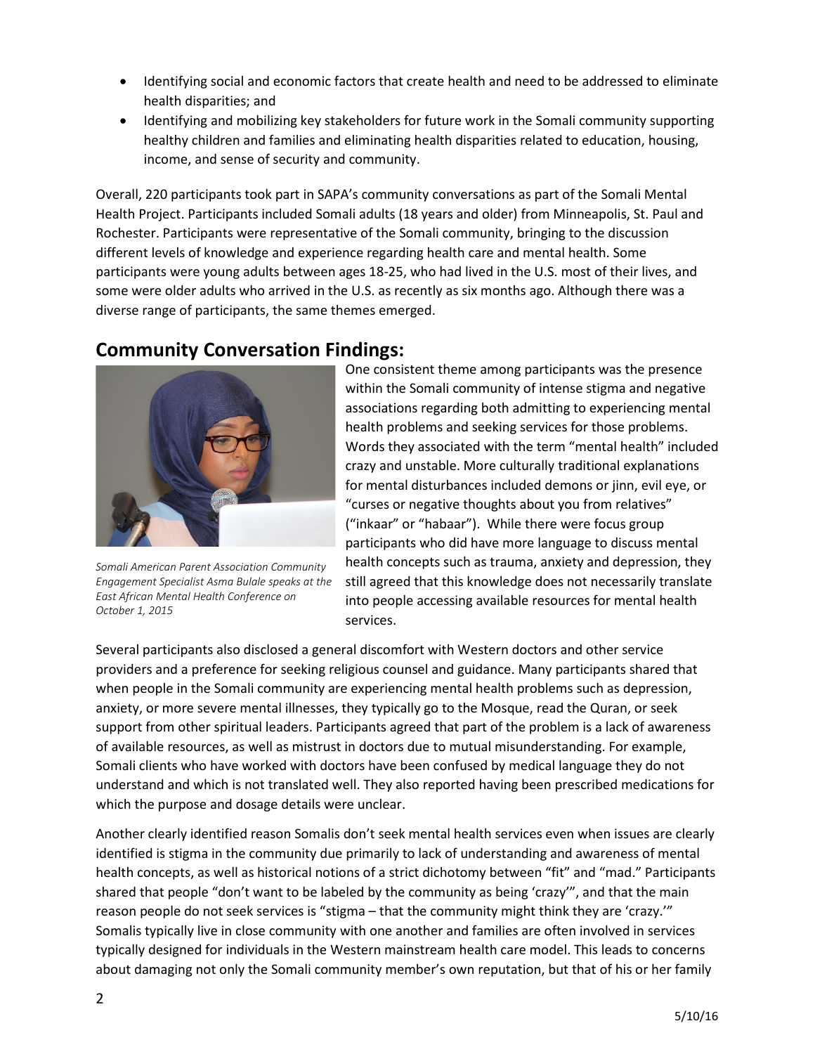- Identifying social and economic factors that create health and need to be addressed to eliminate health disparities; and
- Identifying and mobilizing key stakeholders for future work in the Somali community supporting healthy children and families and eliminating health disparities related to education, housing, income, and sense of security and community.

Overall, 220 participants took part in SAPA's community conversations as part of the Somali Mental Health Project. Participants included Somali adults (18 years and older) from Minneapolis, St. Paul and Rochester. Participants were representative of the Somali community, bringing to the discussion different levels of knowledge and experience regarding health care and mental health. Some participants were young adults between ages 18-25, who had lived in the U.S. most of their lives, and some were older adults who arrived in the U.S. as recently as six months ago. Although there was a diverse range of participants, the same themes emerged.

## Community Conversation Findings:

*Somali American Parent Association Community Engagement Specialist Asma Bulale speaks at the East African Mental Health Conference on October 1, 2015*

One consistent theme among participants was the presence within the Somali community of intense stigma and negative associations regarding both admitting to experiencing mental health problems and seeking services for those problems. Words they associated with the term "mental health" included crazy and unstable. More culturally traditional explanations for mental disturbances included demons or jinn, evil eye, or "curses or negative thoughts about you from relatives" ("inkaar" or "habaar"). While there were focus group participants who did have more language to discuss mental health concepts such as trauma, anxiety and depression, they still agreed that this knowledge does not necessarily translate into people accessing available resources for mental health services.

Several participants also disclosed a general discomfort with Western doctors and other service providers and a preference for seeking religious counsel and guidance. Many participants shared that when people in the Somali community are experiencing mental health problems such as depression, anxiety, or more severe mental illnesses, they typically go to the Mosque, read the Quran, or seek support from other spiritual leaders. Participants agreed that part of the problem is a lack of awareness of available resources, as well as mistrust in doctors due to mutual misunderstanding. For example, Somali clients who have worked with doctors have been confused by medical language they do not understand and which is not translated well. They also reported having been prescribed medications for which the purpose and dosage details were unclear.

Another clearly identified reason Somalis don't seek mental health services even when issues are clearly identified is stigma in the community due primarily to lack of understanding and awareness of mental health concepts, as well as historical notions of a strict dichotomy between "fit" and "mad." Participants shared that people "don't want to be labeled by the community as being 'crazy'", and that the main reason people do not seek services is "stigma – that the community might think they are 'crazy.'" Somalis typically live in close community with one another and families are often involved in services typically designed for individuals in the Western mainstream health care model. This leads to concerns about damaging not only the Somali community member's own reputation, but that of his or her family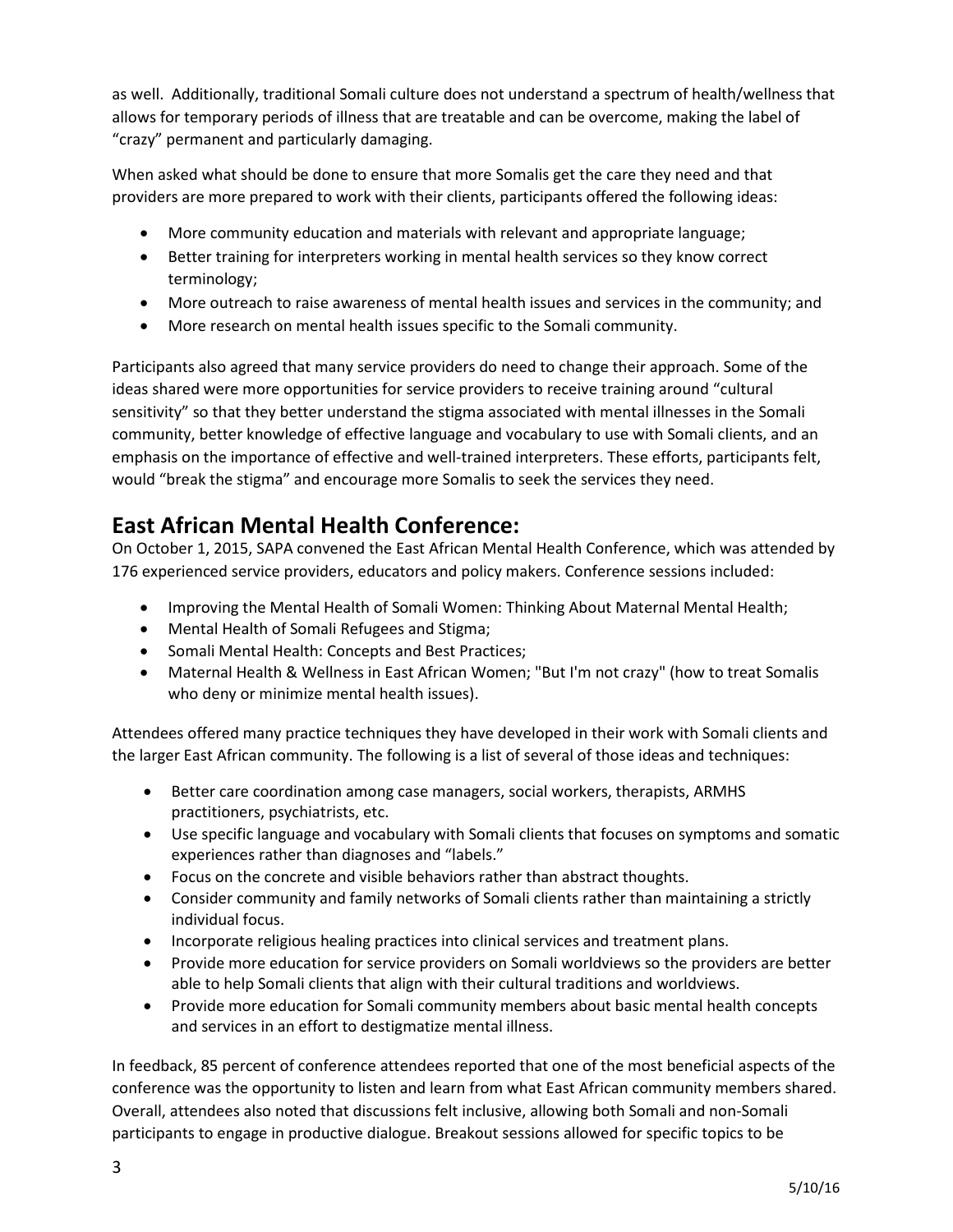as well. Additionally, traditional Somali culture does not understand a spectrum of health/wellness that allows for temporary periods of illness that are treatable and can be overcome, making the label of "crazy" permanent and particularly damaging.

When asked what should be done to ensure that more Somalis get the care they need and that providers are more prepared to work with their clients, participants offered the following ideas:

- More community education and materials with relevant and appropriate language;
- Better training for interpreters working in mental health services so they know correct terminology;
- More outreach to raise awareness of mental health issues and services in the community; and
- More research on mental health issues specific to the Somali community.

Participants also agreed that many service providers do need to change their approach. Some of the ideas shared were more opportunities for service providers to receive training around "cultural sensitivity" so that they better understand the stigma associated with mental illnesses in the Somali community, better knowledge of effective language and vocabulary to use with Somali clients, and an emphasis on the importance of effective and well-trained interpreters. These efforts, participants felt, would "break the stigma" and encourage more Somalis to seek the services they need.

## East African Mental Health Conference:

On October 1, 2015, SAPA convened the East African Mental Health Conference, which was attended by 176 experienced service providers, educators and policy makers. Conference sessions included:

- Improving the Mental Health of Somali Women: Thinking About Maternal Mental Health;
- Mental Health of Somali Refugees and Stigma;
- Somali Mental Health: Concepts and Best Practices;
- Maternal Health & Wellness in East African Women; "But I'm not crazy" (how to treat Somalis who deny or minimize mental health issues).

Attendees offered many practice techniques they have developed in their work with Somali clients and the larger East African community. The following is a list of several of those ideas and techniques:

- Better care coordination among case managers, social workers, therapists, ARMHS practitioners, psychiatrists, etc.
- Use specific language and vocabulary with Somali clients that focuses on symptoms and somatic experiences rather than diagnoses and "labels."
- Focus on the concrete and visible behaviors rather than abstract thoughts.
- Consider community and family networks of Somali clients rather than maintaining a strictly individual focus.
- Incorporate religious healing practices into clinical services and treatment plans.
- Provide more education for service providers on Somali worldviews so the providers are better able to help Somali clients that align with their cultural traditions and worldviews.
- Provide more education for Somali community members about basic mental health concepts and services in an effort to destigmatize mental illness.

In feedback, 85 percent of conference attendees reported that one of the most beneficial aspects of the conference was the opportunity to listen and learn from what East African community members shared. Overall, attendees also noted that discussions felt inclusive, allowing both Somali and non-Somali participants to engage in productive dialogue. Breakout sessions allowed for specific topics to be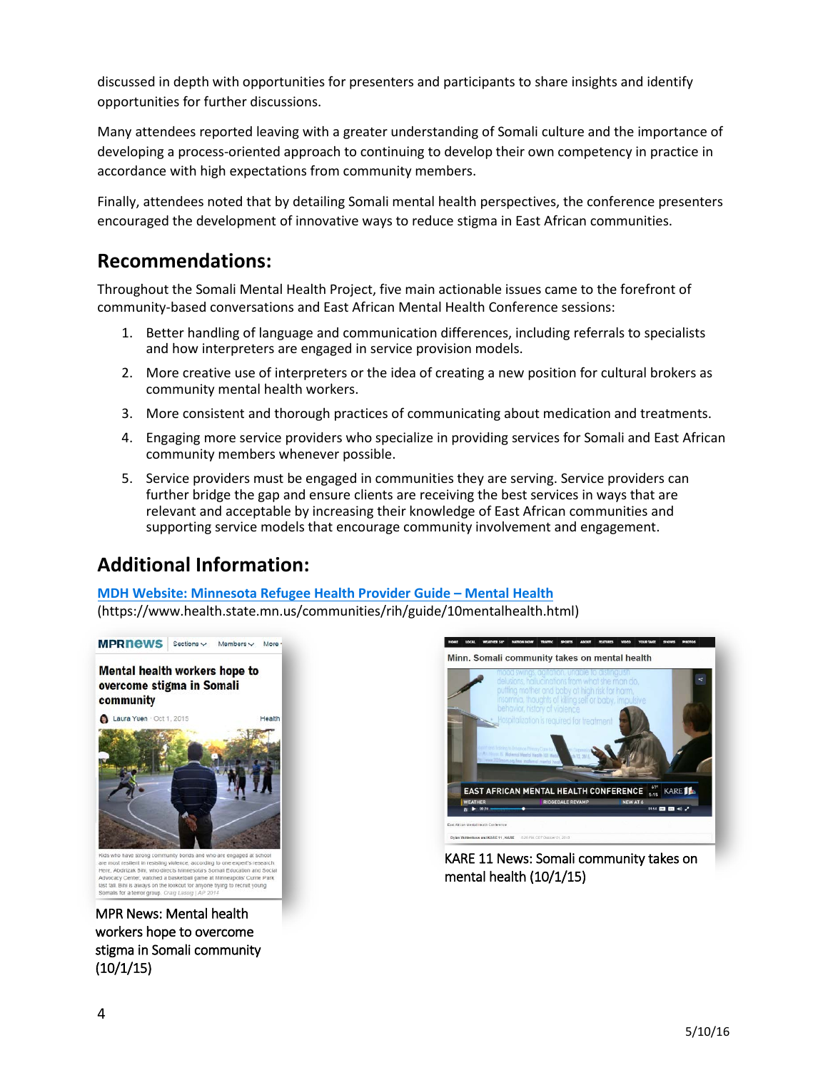discussed in depth with opportunities for presenters and participants to share insights and identify opportunities for further discussions.

Many attendees reported leaving with a greater understanding of Somali culture and the importance of developing a process-oriented approach to continuing to develop their own competency in practice in accordance with high expectations from community members.

Finally, attendees noted that by detailing Somali mental health perspectives, the conference presenters encouraged the development of innovative ways to reduce stigma in East African communities.

## Recommendations:

Throughout the Somali Mental Health Project, five main actionable issues came to the forefront of community-based conversations and East African Mental Health Conference sessions:

1. Better handling of language and communication differences, including referrals to specialists and how interpreters are engaged in service provision models.
2. More creative use of interpreters or the idea of creating a new position for cultural brokers as community mental health workers.
3. More consistent and thorough practices of communicating about medication and treatments.
4. Engaging more service providers who specialize in providing services for Somali and East African community members whenever possible.
5. Service providers must be engaged in communities they are serving. Service providers can further bridge the gap and ensure clients are receiving the best services in ways that are relevant and acceptable by increasing their knowledge of East African communities and supporting service models that encourage community involvement and engagement.

## Additional Information:

**MDH Website: Minnesota Refugee Health Provider Guide – Mental Health**
(https://www.health.state.mn.us/communities/rih/guide/10mentalhealth.html)

MPR News: Mental health workers hope to overcome stigma in Somali community (10/1/15)

KARE 11 News: Somali community takes on mental health (10/1/15)